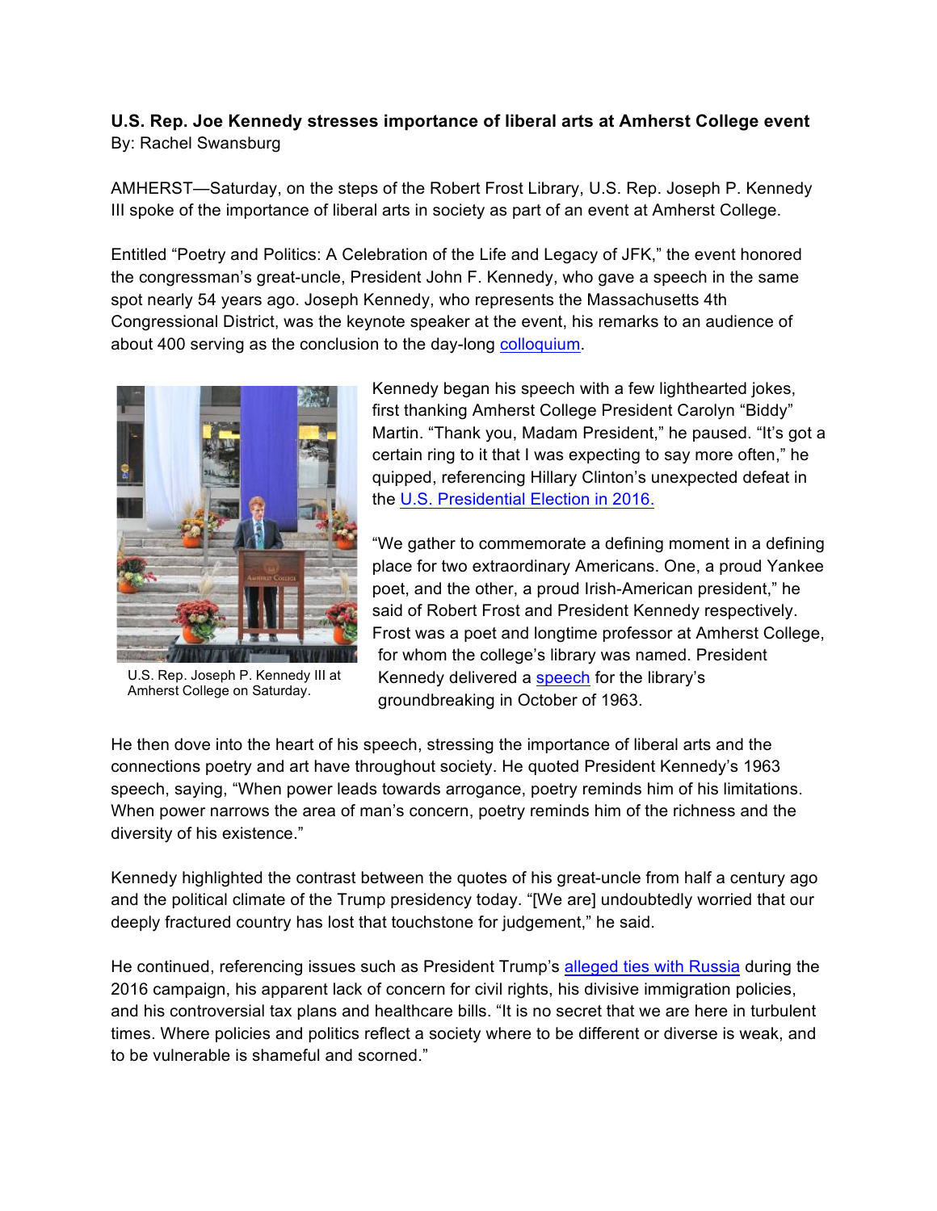**U.S. Rep. Joe Kennedy stresses importance of liberal arts at Amherst College event**
By: Rachel Swansburg

AMHERST—Saturday, on the steps of the Robert Frost Library, U.S. Rep. Joseph P. Kennedy III spoke of the importance of liberal arts in society as part of an event at Amherst College.

Entitled "Poetry and Politics: A Celebration of the Life and Legacy of JFK," the event honored the congressman's great-uncle, President John F. Kennedy, who gave a speech in the same spot nearly 54 years ago. Joseph Kennedy, who represents the Massachusetts 4th Congressional District, was the keynote speaker at the event, his remarks to an audience of about 400 serving as the conclusion to the day-long colloquium.

U.S. Rep. Joseph P. Kennedy III at Amherst College on Saturday.

Kennedy began his speech with a few lighthearted jokes, first thanking Amherst College President Carolyn "Biddy" Martin. "Thank you, Madam President," he paused. "It's got a certain ring to it that I was expecting to say more often," he quipped, referencing Hillary Clinton's unexpected defeat in the U.S. Presidential Election in 2016.

"We gather to commemorate a defining moment in a defining place for two extraordinary Americans. One, a proud Yankee poet, and the other, a proud Irish-American president," he said of Robert Frost and President Kennedy respectively. Frost was a poet and longtime professor at Amherst College, for whom the college's library was named. President Kennedy delivered a speech for the library's groundbreaking in October of 1963.

He then dove into the heart of his speech, stressing the importance of liberal arts and the connections poetry and art have throughout society. He quoted President Kennedy's 1963 speech, saying, "When power leads towards arrogance, poetry reminds him of his limitations. When power narrows the area of man's concern, poetry reminds him of the richness and the diversity of his existence."

Kennedy highlighted the contrast between the quotes of his great-uncle from half a century ago and the political climate of the Trump presidency today. "[We are] undoubtedly worried that our deeply fractured country has lost that touchstone for judgement," he said.

He continued, referencing issues such as President Trump's alleged ties with Russia during the 2016 campaign, his apparent lack of concern for civil rights, his divisive immigration policies, and his controversial tax plans and healthcare bills. "It is no secret that we are here in turbulent times. Where policies and politics reflect a society where to be different or diverse is weak, and to be vulnerable is shameful and scorned."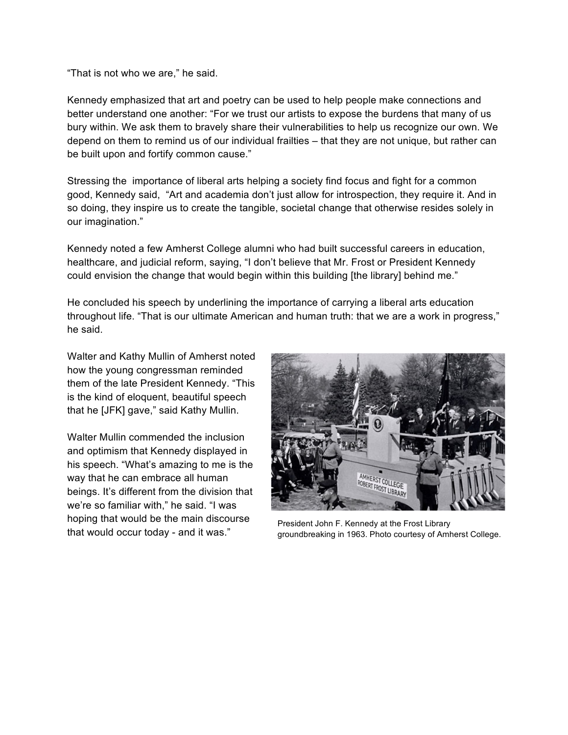"That is not who we are," he said.

Kennedy emphasized that art and poetry can be used to help people make connections and better understand one another: "For we trust our artists to expose the burdens that many of us bury within. We ask them to bravely share their vulnerabilities to help us recognize our own. We depend on them to remind us of our individual frailties – that they are not unique, but rather can be built upon and fortify common cause."

Stressing the importance of liberal arts helping a society find focus and fight for a common good, Kennedy said, "Art and academia don't just allow for introspection, they require it. And in so doing, they inspire us to create the tangible, societal change that otherwise resides solely in our imagination."

Kennedy noted a few Amherst College alumni who had built successful careers in education, healthcare, and judicial reform, saying, "I don't believe that Mr. Frost or President Kennedy could envision the change that would begin within this building [the library] behind me."

He concluded his speech by underlining the importance of carrying a liberal arts education throughout life. "That is our ultimate American and human truth: that we are a work in progress," he said.

Walter and Kathy Mullin of Amherst noted how the young congressman reminded them of the late President Kennedy. "This is the kind of eloquent, beautiful speech that he [JFK] gave," said Kathy Mullin.

Walter Mullin commended the inclusion and optimism that Kennedy displayed in his speech. "What's amazing to me is the way that he can embrace all human beings. It's different from the division that we're so familiar with," he said. "I was hoping that would be the main discourse that would occur today - and it was."

President John F. Kennedy at the Frost Library groundbreaking in 1963. Photo courtesy of Amherst College.